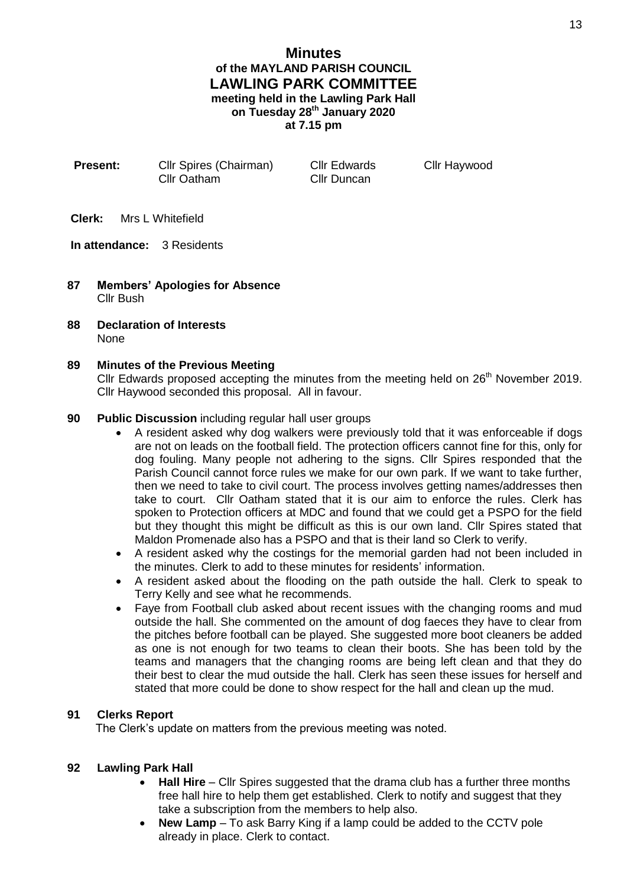# Minutes
## of the MAYLAND PARISH COUNCIL
## LAWLING PARK COMMITTEE
**meeting held in the Lawling Park Hall**
**on Tuesday 28th January 2020**
**at 7.15 pm**

| | | | |
|---|---|---|---|
| **Present:** | Cllr Spires (Chairman) | Cllr Edwards | Cllr Haywood |
| | Cllr Oatham | Cllr Duncan | |

**Clerk:** Mrs L Whitefield

**In attendance:** 3 Residents

**87 Members' Apologies for Absence**
Cllr Bush

**88 Declaration of Interests**
None

**89 Minutes of the Previous Meeting**
Cllr Edwards proposed accepting the minutes from the meeting held on 26th November 2019. Cllr Haywood seconded this proposal. All in favour.

**90 Public Discussion** including regular hall user groups

- A resident asked why dog walkers were previously told that it was enforceable if dogs are not on leads on the football field. The protection officers cannot fine for this, only for dog fouling. Many people not adhering to the signs. Cllr Spires responded that the Parish Council cannot force rules we make for our own park. If we want to take further, then we need to take to civil court. The process involves getting names/addresses then take to court. Cllr Oatham stated that it is our aim to enforce the rules. Clerk has spoken to Protection officers at MDC and found that we could get a PSPO for the field but they thought this might be difficult as this is our own land. Cllr Spires stated that Maldon Promenade also has a PSPO and that is their land so Clerk to verify.
- A resident asked why the costings for the memorial garden had not been included in the minutes. Clerk to add to these minutes for residents' information.
- A resident asked about the flooding on the path outside the hall. Clerk to speak to Terry Kelly and see what he recommends.
- Faye from Football club asked about recent issues with the changing rooms and mud outside the hall. She commented on the amount of dog faeces they have to clear from the pitches before football can be played. She suggested more boot cleaners be added as one is not enough for two teams to clean their boots. She has been told by the teams and managers that the changing rooms are being left clean and that they do their best to clear the mud outside the hall. Clerk has seen these issues for herself and stated that more could be done to show respect for the hall and clean up the mud.

**91 Clerks Report**
The Clerk's update on matters from the previous meeting was noted.

**92 Lawling Park Hall**

- **Hall Hire** – Cllr Spires suggested that the drama club has a further three months free hall hire to help them get established. Clerk to notify and suggest that they take a subscription from the members to help also.
- **New Lamp** – To ask Barry King if a lamp could be added to the CCTV pole already in place. Clerk to contact.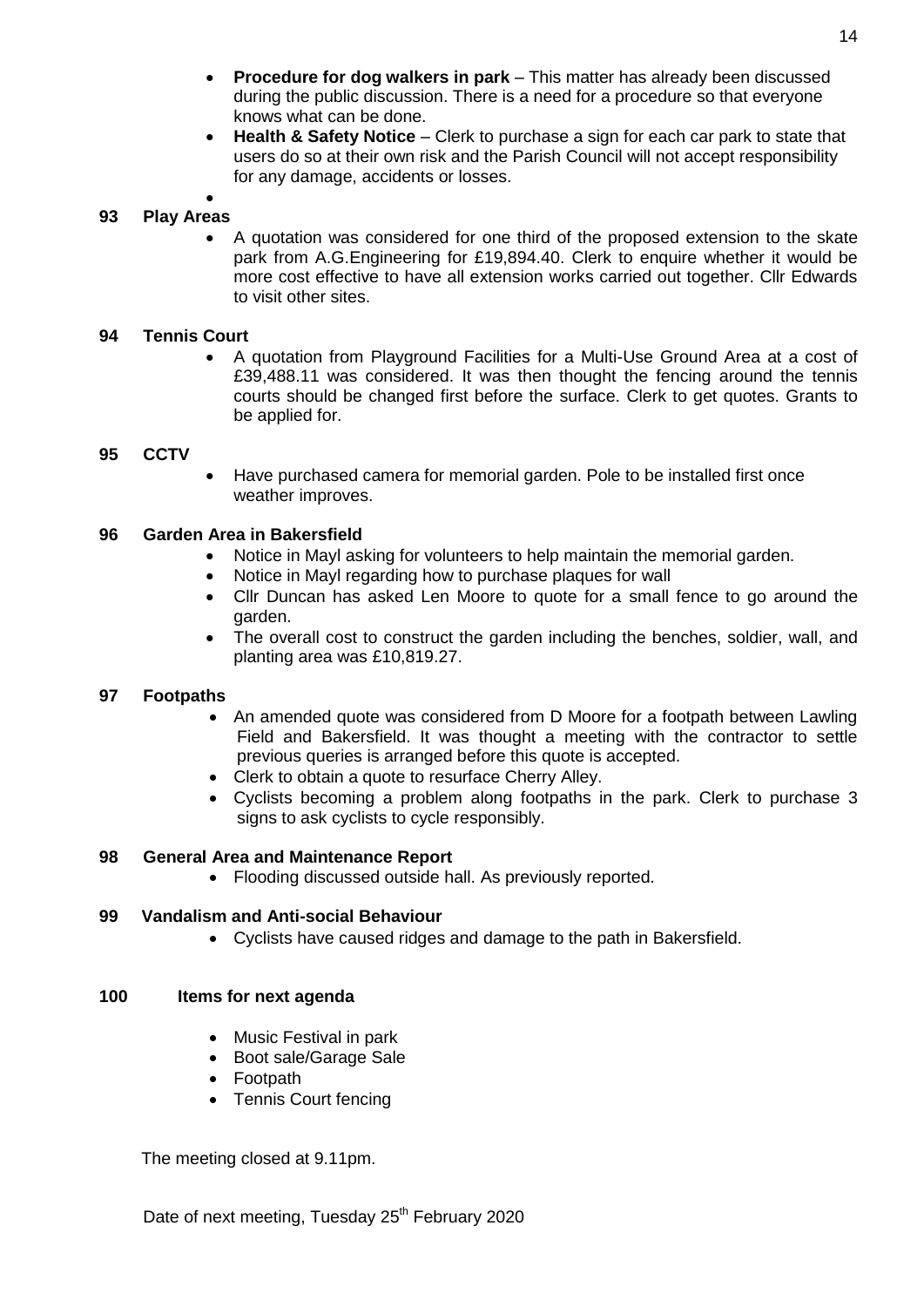- **Procedure for dog walkers in park** – This matter has already been discussed during the public discussion. There is a need for a procedure so that everyone knows what can be done.
- **Health & Safety Notice** – Clerk to purchase a sign for each car park to state that users do so at their own risk and the Parish Council will not accept responsibility for any damage, accidents or losses.

**93 Play Areas**

- A quotation was considered for one third of the proposed extension to the skate park from A.G.Engineering for £19,894.40. Clerk to enquire whether it would be more cost effective to have all extension works carried out together. Cllr Edwards to visit other sites.

**94 Tennis Court**

- A quotation from Playground Facilities for a Multi-Use Ground Area at a cost of £39,488.11 was considered. It was then thought the fencing around the tennis courts should be changed first before the surface. Clerk to get quotes. Grants to be applied for.

**95 CCTV**

- Have purchased camera for memorial garden. Pole to be installed first once weather improves.

**96 Garden Area in Bakersfield**

- Notice in Mayl asking for volunteers to help maintain the memorial garden.
- Notice in Mayl regarding how to purchase plaques for wall
- Cllr Duncan has asked Len Moore to quote for a small fence to go around the garden.
- The overall cost to construct the garden including the benches, soldier, wall, and planting area was £10,819.27.

**97 Footpaths**

- An amended quote was considered from D Moore for a footpath between Lawling Field and Bakersfield. It was thought a meeting with the contractor to settle previous queries is arranged before this quote is accepted.
- Clerk to obtain a quote to resurface Cherry Alley.
- Cyclists becoming a problem along footpaths in the park. Clerk to purchase 3 signs to ask cyclists to cycle responsibly.

**98 General Area and Maintenance Report**

- Flooding discussed outside hall. As previously reported.

**99 Vandalism and Anti-social Behaviour**

- Cyclists have caused ridges and damage to the path in Bakersfield.

**100 Items for next agenda**

- Music Festival in park
- Boot sale/Garage Sale
- Footpath
- Tennis Court fencing

The meeting closed at 9.11pm.

Date of next meeting, Tuesday 25th February 2020